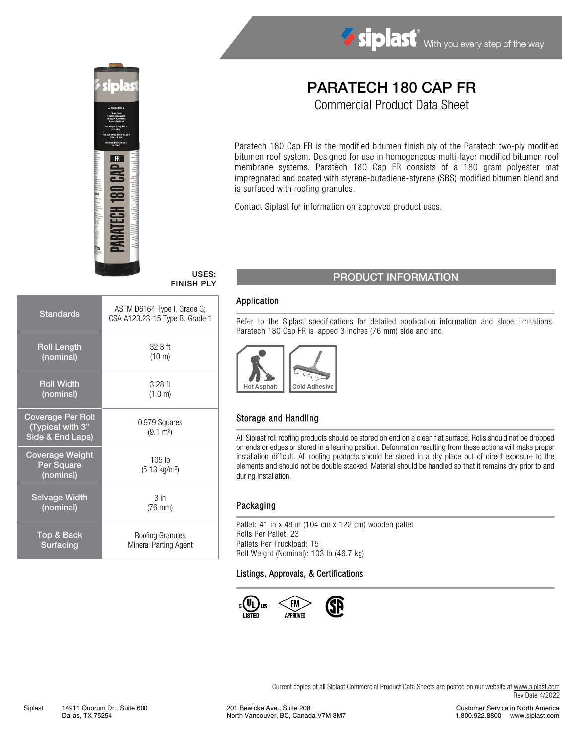# PARATECH 180 CAP FR

## Commercial Product Data Sheet

Paratech 180 Cap FR is the modified bitumen finish ply of the Paratech two-ply modified bitumen roof system. Designed for use in homogeneous multi-layer modified bitumen roof membrane systems, Paratech 180 Cap FR consists of a 180 gram polyester mat impregnated and coated with styrene-butadiene-styrene (SBS) modified bitumen blend and is surfaced with roofing granules.

Contact Siplast for information on approved product uses.

**USES:**
**FINISH PLY**

| | |
|---|---|
| Standards | ASTM D6164 Type I, Grade G; CSA A123.23-15 Type B, Grade 1 |
| Roll Length (nominal) | 32.8 ft (10 m) |
| Roll Width (nominal) | 3.28 ft (1.0 m) |
| Coverage Per Roll (Typical with 3" Side & End Laps) | 0.979 Squares (9.1 m²) |
| Coverage Weight Per Square (nominal) | 105 lb (5.13 kg/m²) |
| Selvage Width (nominal) | 3 in (76 mm) |
| Top & Back Surfacing | Roofing Granules Mineral Parting Agent |

## PRODUCT INFORMATION

### Application

Refer to the Siplast specifications for detailed application information and slope limitations. Paratech 180 Cap FR is lapped 3 inches (76 mm) side and end.

Hot Asphalt | Cold Adhesive

### Storage and Handling

All Siplast roll roofing products should be stored on end on a clean flat surface. Rolls should not be dropped on ends or edges or stored in a leaning position. Deformation resulting from these actions will make proper installation difficult. All roofing products should be stored in a dry place out of direct exposure to the elements and should not be double stacked. Material should be handled so that it remains dry prior to and during installation.

### Packaging

Pallet: 41 in x 48 in (104 cm x 122 cm) wooden pallet
Rolls Per Pallet: 23
Pallets Per Truckload: 15
Roll Weight (Nominal): 103 lb (46.7 kg)

### Listings, Approvals, & Certifications

c UL us LISTED | FM APPROVED | CSA

Current copies of all Siplast Commercial Product Data Sheets are posted on our website at www.siplast.com
Rev Date 4/2022

Siplast 14911 Quorum Dr., Suite 600, Dallas, TX 75254 | 201 Bewicke Ave., Suite 208, North Vancouver, BC, Canada V7M 3M7 | Customer Service in North America 1.800.922.8800 www.siplast.com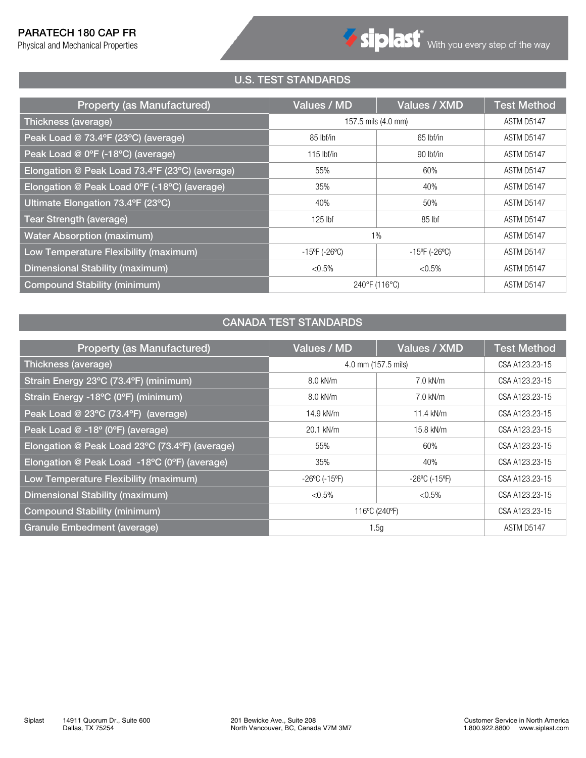# PARATECH 180 CAP FR

Physical and Mechanical Properties

## U.S. TEST STANDARDS

| Property (as Manufactured) | Values / MD | Values / XMD | Test Method |
|---|---|---|---|
| Thickness (average) | 157.5 mils (4.0 mm) | | ASTM D5147 |
| Peak Load @ 73.4ºF (23ºC) (average) | 85 lbf/in | 65 lbf/in | ASTM D5147 |
| Peak Load @ 0ºF (-18ºC) (average) | 115 lbf/in | 90 lbf/in | ASTM D5147 |
| Elongation @ Peak Load 73.4ºF (23ºC) (average) | 55% | 60% | ASTM D5147 |
| Elongation @ Peak Load 0ºF (-18ºC) (average) | 35% | 40% | ASTM D5147 |
| Ultimate Elongation 73.4ºF (23ºC) | 40% | 50% | ASTM D5147 |
| Tear Strength (average) | 125 lbf | 85 lbf | ASTM D5147 |
| Water Absorption (maximum) | 1% | | ASTM D5147 |
| Low Temperature Flexibility (maximum) | -15ºF (-26ºC) | -15ºF (-26ºC) | ASTM D5147 |
| Dimensional Stability (maximum) | <0.5% | <0.5% | ASTM D5147 |
| Compound Stability (minimum) | 240°F (116°C) | | ASTM D5147 |

## CANADA TEST STANDARDS

| Property (as Manufactured) | Values / MD | Values / XMD | Test Method |
|---|---|---|---|
| Thickness (average) | 4.0 mm (157.5 mils) | | CSA A123.23-15 |
| Strain Energy 23ºC (73.4ºF) (minimum) | 8.0 kN/m | 7.0 kN/m | CSA A123.23-15 |
| Strain Energy -18ºC (0ºF) (minimum) | 8.0 kN/m | 7.0 kN/m | CSA A123.23-15 |
| Peak Load @ 23ºC (73.4ºF) (average) | 14.9 kN/m | 11.4 kN/m | CSA A123.23-15 |
| Peak Load @ -18º (0ºF) (average) | 20.1 kN/m | 15.8 kN/m | CSA A123.23-15 |
| Elongation @ Peak Load 23ºC (73.4ºF) (average) | 55% | 60% | CSA A123.23-15 |
| Elongation @ Peak Load -18ºC (0ºF) (average) | 35% | 40% | CSA A123.23-15 |
| Low Temperature Flexibility (maximum) | -26ºC (-15ºF) | -26ºC (-15ºF) | CSA A123.23-15 |
| Dimensional Stability (maximum) | <0.5% | <0.5% | CSA A123.23-15 |
| Compound Stability (minimum) | 116ºC (240ºF) | | CSA A123.23-15 |
| Granule Embedment (average) | 1.5g | | ASTM D5147 |

Siplast 14911 Quorum Dr., Suite 600
Dallas, TX 75254

201 Bewicke Ave., Suite 208
North Vancouver, BC, Canada V7M 3M7

Customer Service in North America
1.800.922.8800 www.siplast.com